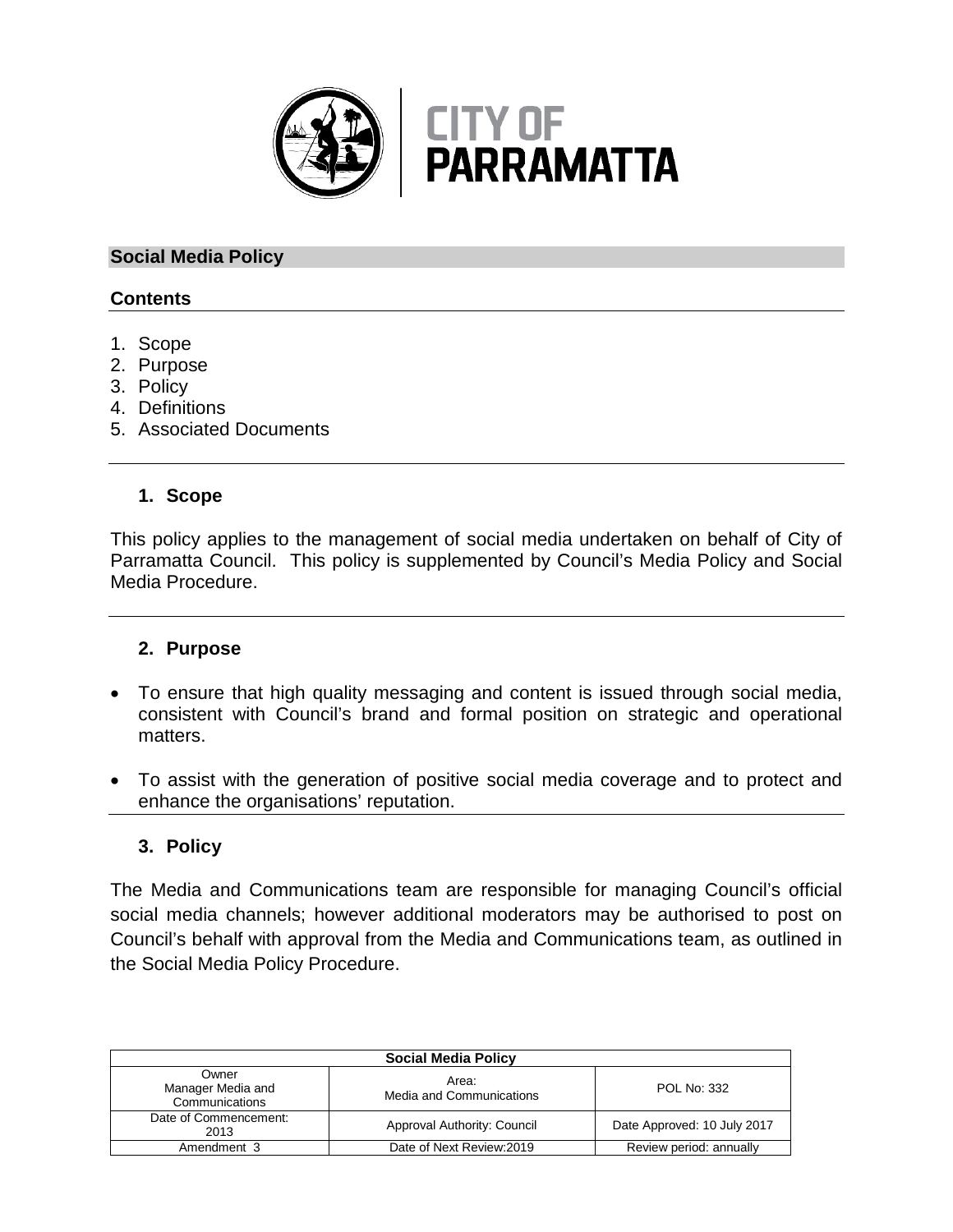CITY OF PARRAMATTA

## Social Media Policy

### Contents

1. Scope
2. Purpose
3. Policy
4. Definitions
5. Associated Documents

### 1. Scope

This policy applies to the management of social media undertaken on behalf of City of Parramatta Council. This policy is supplemented by Council's Media Policy and Social Media Procedure.

### 2. Purpose

- To ensure that high quality messaging and content is issued through social media, consistent with Council's brand and formal position on strategic and operational matters.
- To assist with the generation of positive social media coverage and to protect and enhance the organisations' reputation.

### 3. Policy

The Media and Communications team are responsible for managing Council's official social media channels; however additional moderators may be authorised to post on Council's behalf with approval from the Media and Communications team, as outlined in the Social Media Policy Procedure.

| Social Media Policy | | |
|---|---|---|
| Owner<br>Manager Media and Communications | Area:<br>Media and Communications | POL No: 332 |
| Date of Commencement: 2013 | Approval Authority: Council | Date Approved: 10 July 2017 |
| Amendment 3 | Date of Next Review:2019 | Review period: annually |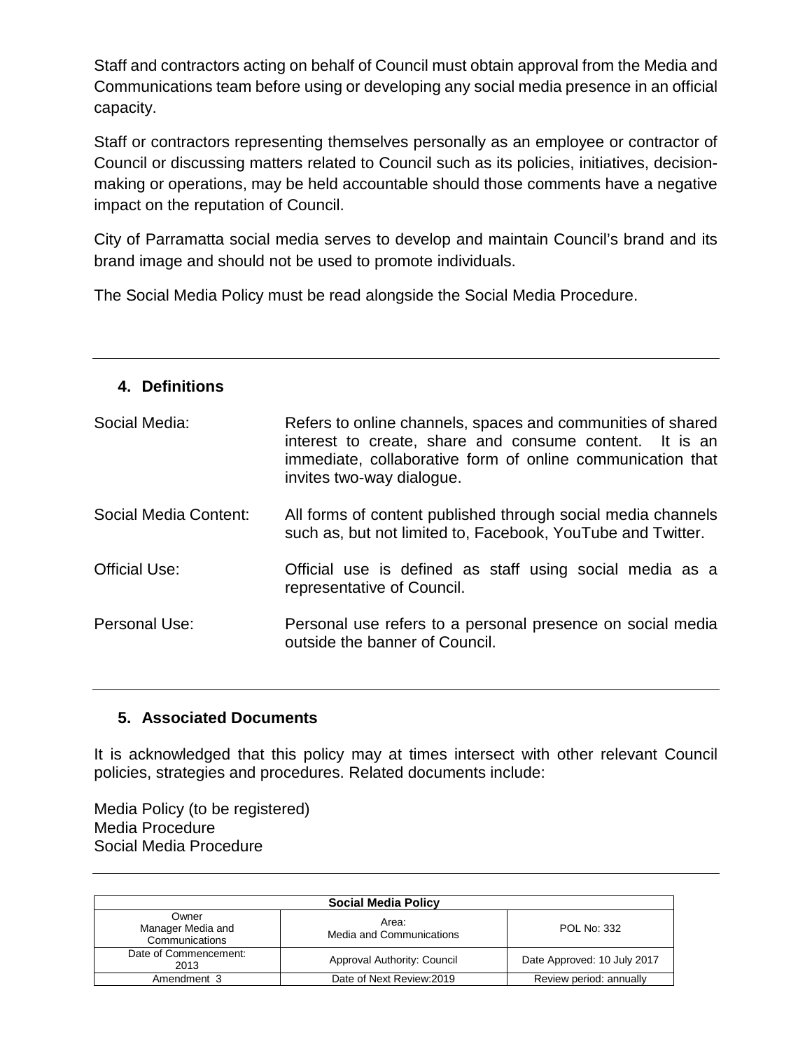Staff and contractors acting on behalf of Council must obtain approval from the Media and Communications team before using or developing any social media presence in an official capacity.

Staff or contractors representing themselves personally as an employee or contractor of Council or discussing matters related to Council such as its policies, initiatives, decision-making or operations, may be held accountable should those comments have a negative impact on the reputation of Council.

City of Parramatta social media serves to develop and maintain Council's brand and its brand image and should not be used to promote individuals.

The Social Media Policy must be read alongside the Social Media Procedure.

## 4. Definitions

| | |
|---|---|
| Social Media: | Refers to online channels, spaces and communities of shared interest to create, share and consume content. It is an immediate, collaborative form of online communication that invites two-way dialogue. |
| Social Media Content: | All forms of content published through social media channels such as, but not limited to, Facebook, YouTube and Twitter. |
| Official Use: | Official use is defined as staff using social media as a representative of Council. |
| Personal Use: | Personal use refers to a personal presence on social media outside the banner of Council. |

## 5. Associated Documents

It is acknowledged that this policy may at times intersect with other relevant Council policies, strategies and procedures. Related documents include:

Media Policy (to be registered)
Media Procedure
Social Media Procedure